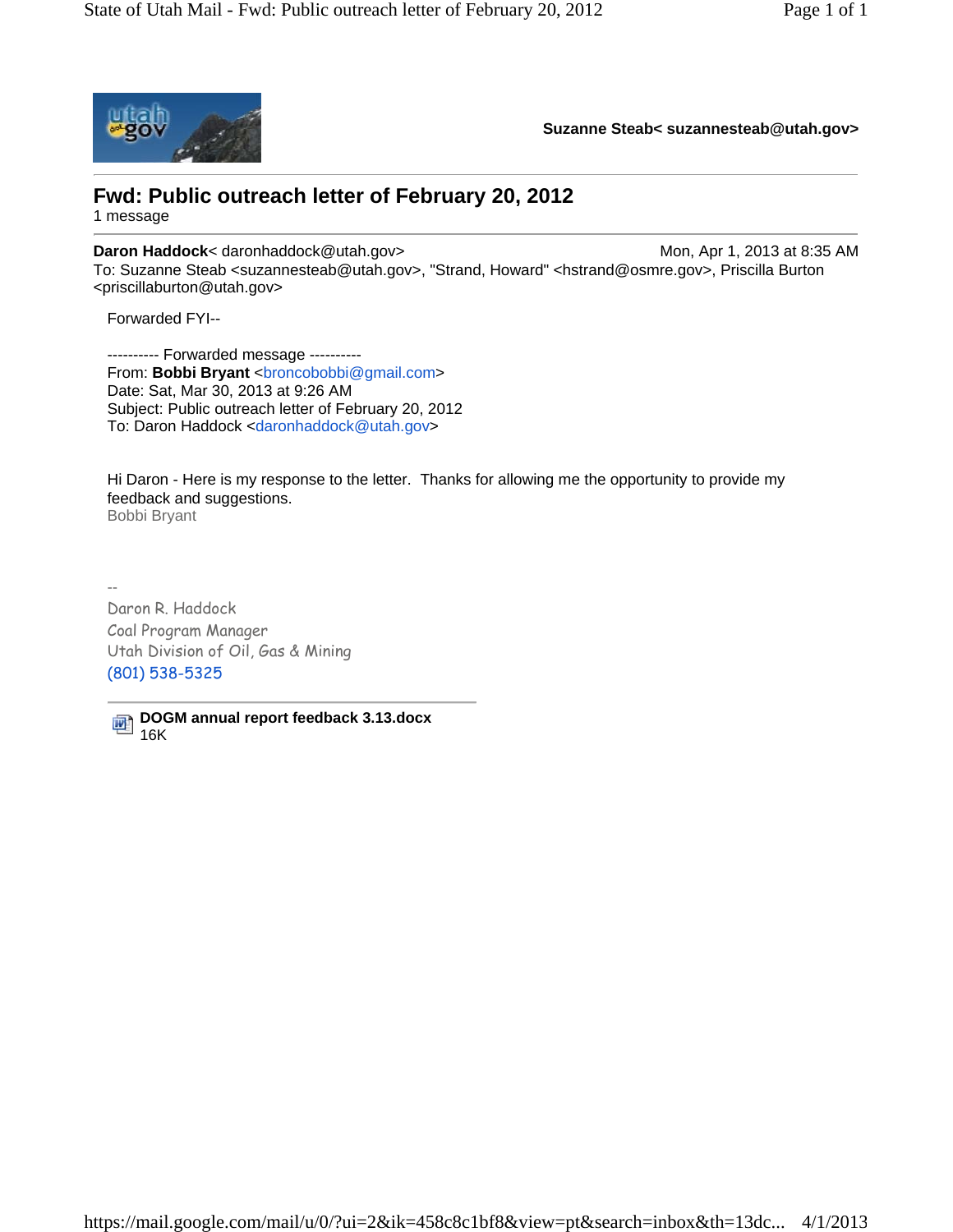**Suzanne Steab< suzannesteab@utah.gov>**

---

# Fwd: Public outreach letter of February 20, 2012

1 message

---

**Daron Haddock**< daronhaddock@utah.gov> Mon, Apr 1, 2013 at 8:35 AM
To: Suzanne Steab <suzannesteab@utah.gov>, "Strand, Howard" <hstrand@osmre.gov>, Priscilla Burton <priscillaburton@utah.gov>

Forwarded FYI--

---------- Forwarded message ----------
From: **Bobbi Bryant** <broncobobbi@gmail.com>
Date: Sat, Mar 30, 2013 at 9:26 AM
Subject: Public outreach letter of February 20, 2012
To: Daron Haddock <daronhaddock@utah.gov>

Hi Daron - Here is my response to the letter. Thanks for allowing me the opportunity to provide my feedback and suggestions.
Bobbi Bryant

--
Daron R. Haddock
Coal Program Manager
Utah Division of Oil, Gas & Mining
(801) 538-5325

---

**DOGM annual report feedback 3.13.docx**
16K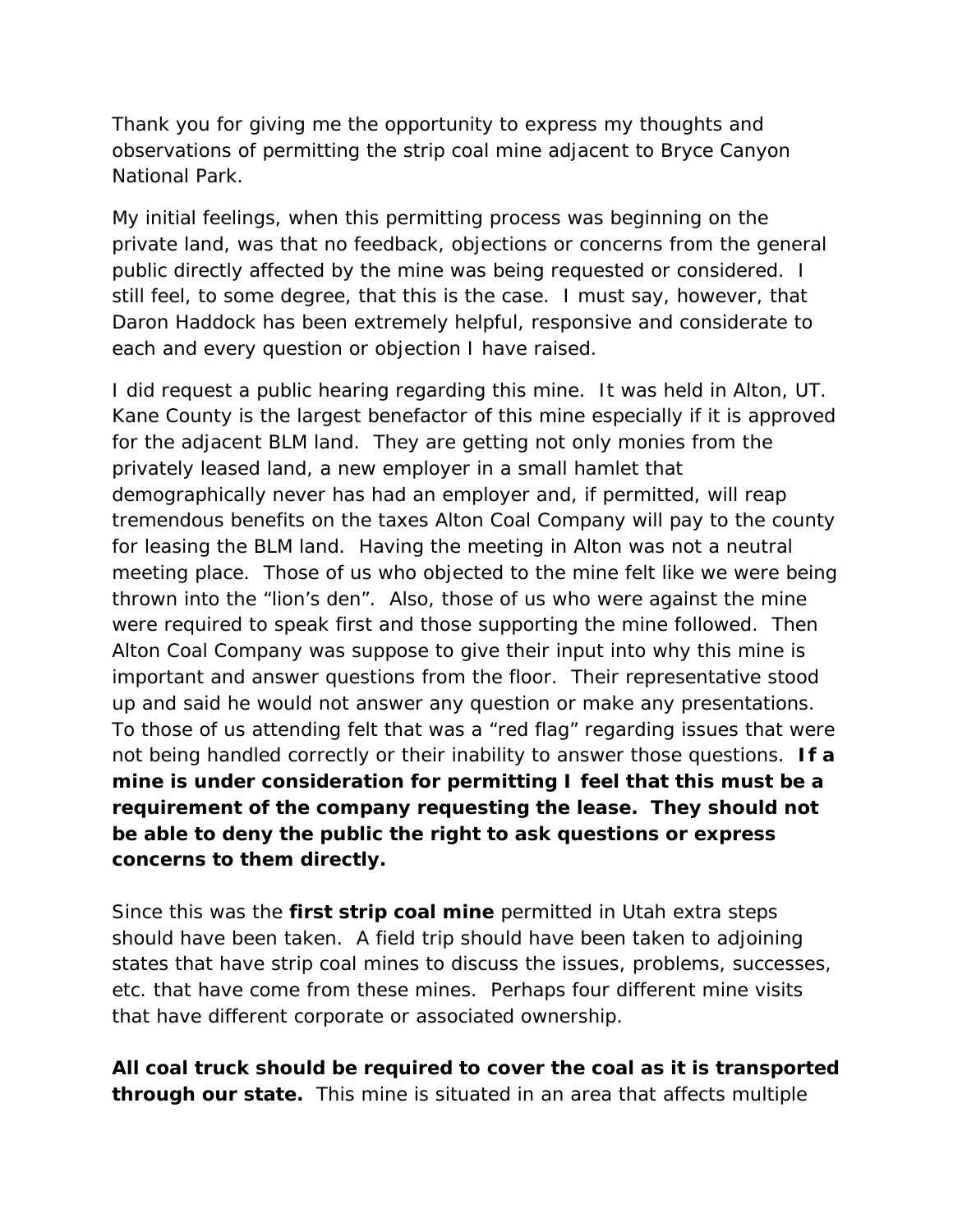Thank you for giving me the opportunity to express my thoughts and observations of permitting the strip coal mine adjacent to Bryce Canyon National Park.

My initial feelings, when this permitting process was beginning on the private land, was that no feedback, objections or concerns from the general public directly affected by the mine was being requested or considered. I still feel, to some degree, that this is the case. I must say, however, that Daron Haddock has been extremely helpful, responsive and considerate to each and every question or objection I have raised.

I did request a public hearing regarding this mine. It was held in Alton, UT. Kane County is the largest benefactor of this mine especially if it is approved for the adjacent BLM land. They are getting not only monies from the privately leased land, a new employer in a small hamlet that demographically never has had an employer and, if permitted, will reap tremendous benefits on the taxes Alton Coal Company will pay to the county for leasing the BLM land. Having the meeting in Alton was not a neutral meeting place. Those of us who objected to the mine felt like we were being thrown into the "lion's den". Also, those of us who were against the mine were required to speak first and those supporting the mine followed. Then Alton Coal Company was suppose to give their input into why this mine is important and answer questions from the floor. Their representative stood up and said he would not answer any question or make any presentations. To those of us attending felt that was a "red flag" regarding issues that were not being handled correctly or their inability to answer those questions. **If a mine is under consideration for permitting I feel that this must be a requirement of the company requesting the lease. They should not be able to deny the public the right to ask questions or express concerns to them directly.**

Since this was the **first strip coal mine** permitted in Utah extra steps should have been taken. A field trip should have been taken to adjoining states that have strip coal mines to discuss the issues, problems, successes, etc. that have come from these mines. Perhaps four different mine visits that have different corporate or associated ownership.

**All coal truck should be required to cover the coal as it is transported through our state.** This mine is situated in an area that affects multiple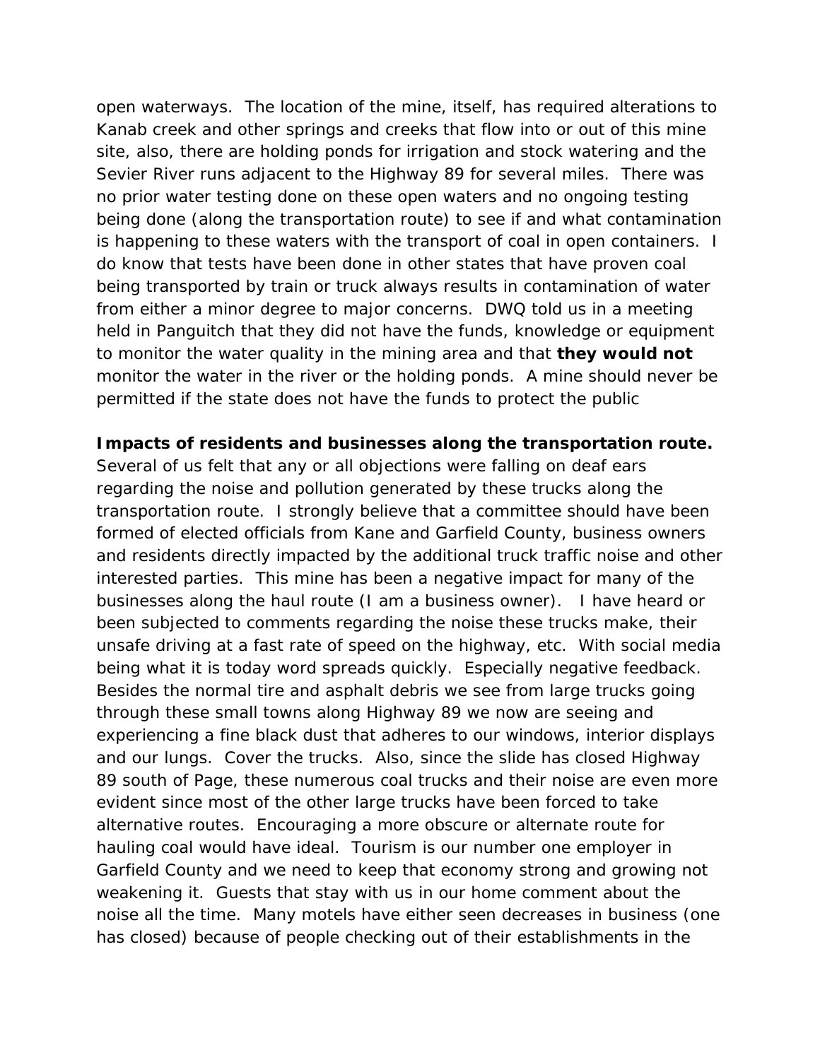open waterways. The location of the mine, itself, has required alterations to Kanab creek and other springs and creeks that flow into or out of this mine site, also, there are holding ponds for irrigation and stock watering and the Sevier River runs adjacent to the Highway 89 for several miles. There was no prior water testing done on these open waters and no ongoing testing being done (along the transportation route) to see if and what contamination is happening to these waters with the transport of coal in open containers. I do know that tests have been done in other states that have proven coal being transported by train or truck always results in contamination of water from either a minor degree to major concerns. DWQ told us in a meeting held in Panguitch that they did not have the funds, knowledge or equipment to monitor the water quality in the mining area and that **they would not** monitor the water in the river or the holding ponds. A mine should never be permitted if the state does not have the funds to protect the public

**Impacts of residents and businesses along the transportation route.** Several of us felt that any or all objections were falling on deaf ears regarding the noise and pollution generated by these trucks along the transportation route. I strongly believe that a committee should have been formed of elected officials from Kane and Garfield County, business owners and residents directly impacted by the additional truck traffic noise and other interested parties. This mine has been a negative impact for many of the businesses along the haul route (I am a business owner). I have heard or been subjected to comments regarding the noise these trucks make, their unsafe driving at a fast rate of speed on the highway, etc. With social media being what it is today word spreads quickly. Especially negative feedback. Besides the normal tire and asphalt debris we see from large trucks going through these small towns along Highway 89 we now are seeing and experiencing a fine black dust that adheres to our windows, interior displays and our lungs. Cover the trucks. Also, since the slide has closed Highway 89 south of Page, these numerous coal trucks and their noise are even more evident since most of the other large trucks have been forced to take alternative routes. Encouraging a more obscure or alternate route for hauling coal would have ideal. Tourism is our number one employer in Garfield County and we need to keep that economy strong and growing not weakening it. Guests that stay with us in our home comment about the noise all the time. Many motels have either seen decreases in business (one has closed) because of people checking out of their establishments in the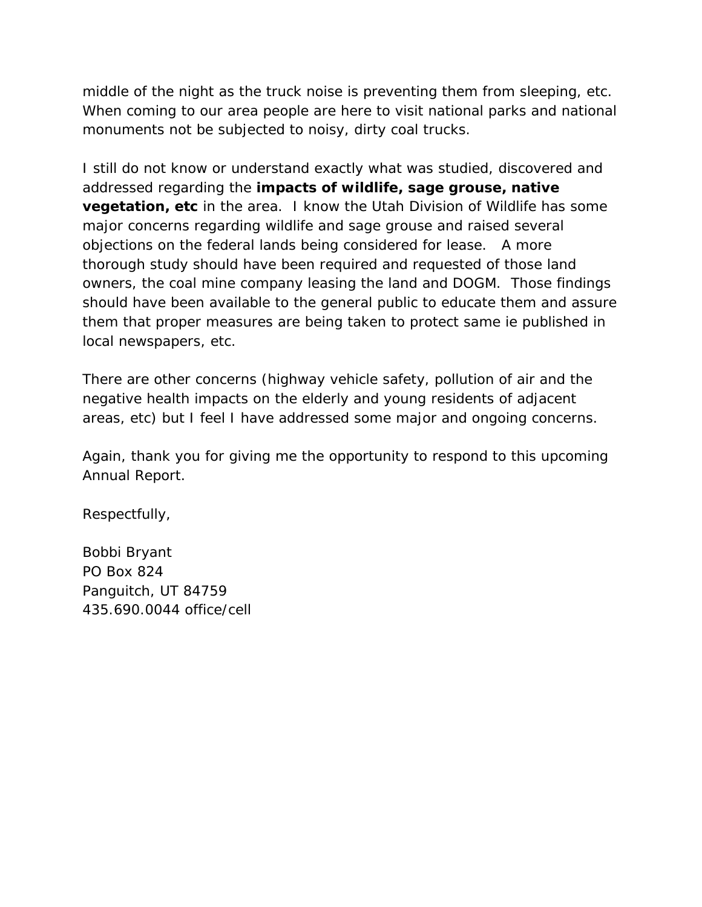middle of the night as the truck noise is preventing them from sleeping, etc. When coming to our area people are here to visit national parks and national monuments not be subjected to noisy, dirty coal trucks.

I still do not know or understand exactly what was studied, discovered and addressed regarding the **impacts of wildlife, sage grouse, native vegetation, etc** in the area. I know the Utah Division of Wildlife has some major concerns regarding wildlife and sage grouse and raised several objections on the federal lands being considered for lease. A more thorough study should have been required and requested of those land owners, the coal mine company leasing the land and DOGM. Those findings should have been available to the general public to educate them and assure them that proper measures are being taken to protect same ie published in local newspapers, etc.

There are other concerns (highway vehicle safety, pollution of air and the negative health impacts on the elderly and young residents of adjacent areas, etc) but I feel I have addressed some major and ongoing concerns.

Again, thank you for giving me the opportunity to respond to this upcoming Annual Report.

Respectfully,

Bobbi Bryant  
PO Box 824  
Panguitch, UT 84759  
435.690.0044 office/cell